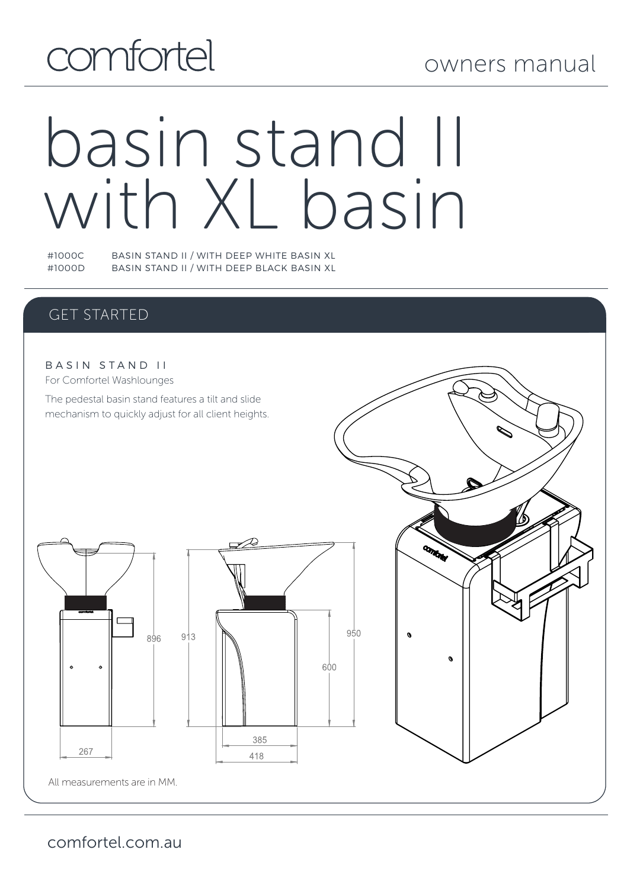comfortel

owners manual

# basin stand II with XL basin

| | |
|---|---|
| #1000C | BASIN STAND II / WITH DEEP WHITE BASIN XL |
| #1000D | BASIN STAND II / WITH DEEP BLACK BASIN XL |

## GET STARTED

### BASIN STAND II

For Comfortel Washlounges

The pedestal basin stand features a tilt and slide mechanism to quickly adjust for all client heights.

896

267

913

950

600

385

418

All measurements are in MM.

comfortel.com.au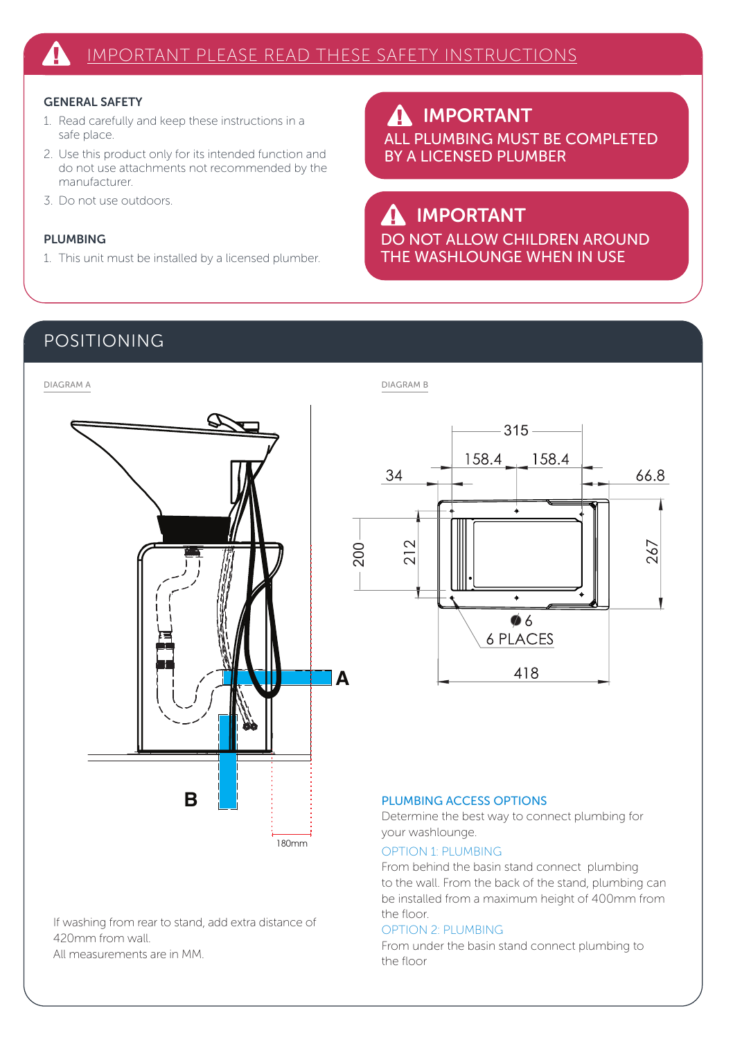# IMPORTANT PLEASE READ THESE SAFETY INSTRUCTIONS

### GENERAL SAFETY

1. Read carefully and keep these instructions in a safe place.
2. Use this product only for its intended function and do not use attachments not recommended by the manufacturer.
3. Do not use outdoors.

### PLUMBING

1. This unit must be installed by a licensed plumber.

**IMPORTANT**
ALL PLUMBING MUST BE COMPLETED BY A LICENSED PLUMBER

**IMPORTANT**
DO NOT ALLOW CHILDREN AROUND THE WASHLOUNGE WHEN IN USE

## POSITIONING

DIAGRAM A

A

B

180mm

If washing from rear to stand, add extra distance of 420mm from wall.
All measurements are in MM.

DIAGRAM B

315

158.4 158.4

34

66.8

200

212

267

Ø 6

6 PLACES

418

### PLUMBING ACCESS OPTIONS

Determine the best way to connect plumbing for your washlounge.

OPTION 1: PLUMBING

From behind the basin stand connect plumbing to the wall. From the back of the stand, plumbing can be installed from a maximum height of 400mm from the floor.

OPTION 2: PLUMBING

From under the basin stand connect plumbing to the floor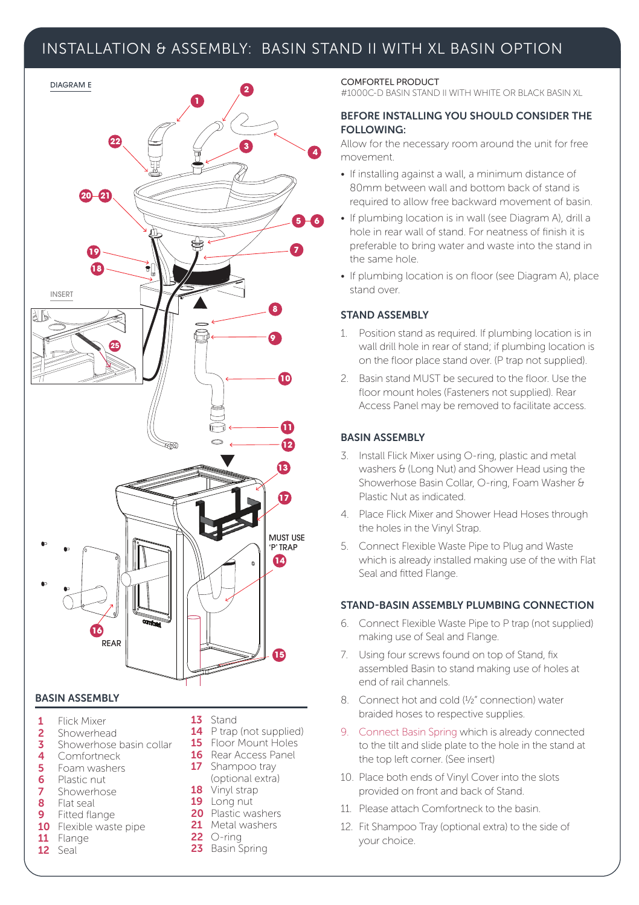# INSTALLATION & ASSEMBLY: BASIN STAND II WITH XL BASIN OPTION

DIAGRAM E

INSERT

MUST USE 'P' TRAP

REAR

## BASIN ASSEMBLY

| | | | |
|---|---|---|---|
| **1** | Flick Mixer | **13** | Stand |
| **2** | Showerhead | **14** | P trap (not supplied) |
| **3** | Showerhose basin collar | **15** | Floor Mount Holes |
| **4** | Comfortneck | **16** | Rear Access Panel |
| **5** | Foam washers | **17** | Shampoo tray (optional extra) |
| **6** | Plastic nut | **18** | Vinyl strap |
| **7** | Showerhose | **19** | Long nut |
| **8** | Flat seal | **20** | Plastic washers |
| **9** | Fitted flange | **21** | Metal washers |
| **10** | Flexible waste pipe | **22** | O-ring |
| **11** | Flange | **23** | Basin Spring |
| **12** | Seal | | |

COMFORTEL PRODUCT
#1000C-D BASIN STAND II WITH WHITE OR BLACK BASIN XL

### BEFORE INSTALLING YOU SHOULD CONSIDER THE FOLLOWING:

Allow for the necessary room around the unit for free movement.

- If installing against a wall, a minimum distance of 80mm between wall and bottom back of stand is required to allow free backward movement of basin.
- If plumbing location is in wall (see Diagram A), drill a hole in rear wall of stand. For neatness of finish it is preferable to bring water and waste into the stand in the same hole.
- If plumbing location is on floor (see Diagram A), place stand over.

### STAND ASSEMBLY

1. Position stand as required. If plumbing location is in wall drill hole in rear of stand; if plumbing location is on the floor place stand over. (P trap not supplied).
2. Basin stand MUST be secured to the floor. Use the floor mount holes (Fasteners not supplied). Rear Access Panel may be removed to facilitate access.

### BASIN ASSEMBLY

3. Install Flick Mixer using O-ring, plastic and metal washers & (Long Nut) and Shower Head using the Showerhose Basin Collar, O-ring, Foam Washer & Plastic Nut as indicated.
4. Place Flick Mixer and Shower Head Hoses through the holes in the Vinyl Strap.
5. Connect Flexible Waste Pipe to Plug and Waste which is already installed making use of the with Flat Seal and fitted Flange.

### STAND-BASIN ASSEMBLY PLUMBING CONNECTION

6. Connect Flexible Waste Pipe to P trap (not supplied) making use of Seal and Flange.
7. Using four screws found on top of Stand, fix assembled Basin to stand making use of holes at end of rail channels.
8. Connect hot and cold (½" connection) water braided hoses to respective supplies.
9. Connect Basin Spring which is already connected to the tilt and slide plate to the hole in the stand at the top left corner. (See insert)
10. Place both ends of Vinyl Cover into the slots provided on front and back of Stand.
11. Please attach Comfortneck to the basin.
12. Fit Shampoo Tray (optional extra) to the side of your choice.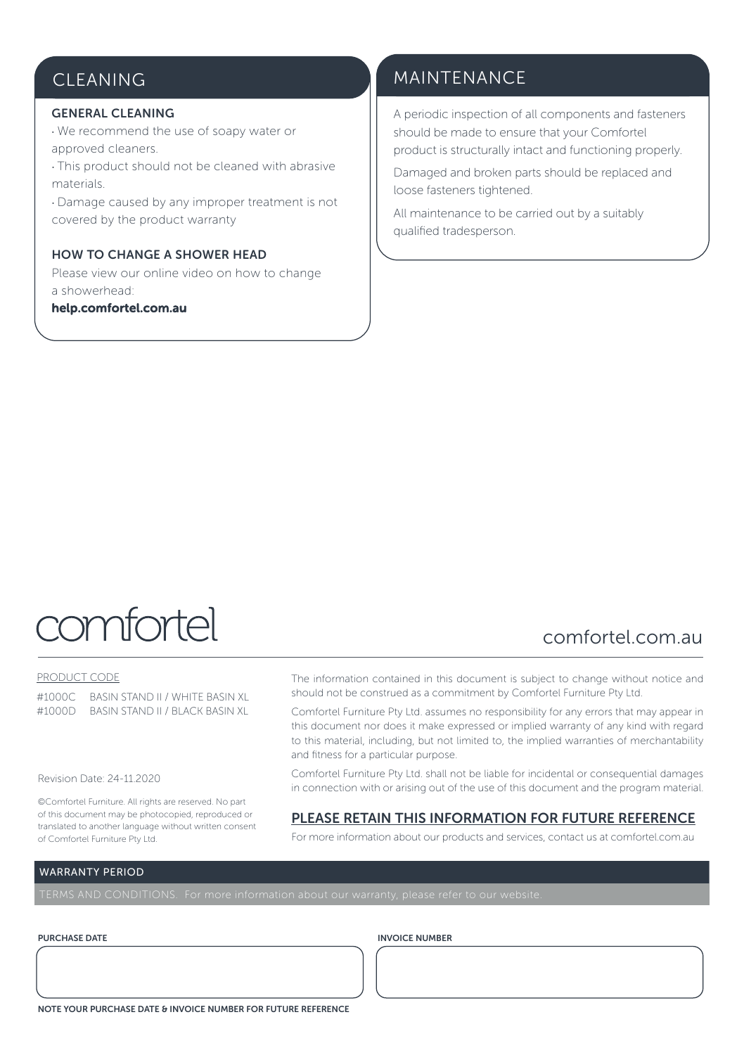## CLEANING

### GENERAL CLEANING

- We recommend the use of soapy water or approved cleaners.
- This product should not be cleaned with abrasive materials.
- Damage caused by any improper treatment is not covered by the product warranty

### HOW TO CHANGE A SHOWER HEAD

Please view our online video on how to change a showerhead:

**help.comfortel.com.au**

## MAINTENANCE

A periodic inspection of all components and fasteners should be made to ensure that your Comfortel product is structurally intact and functioning properly.

Damaged and broken parts should be replaced and loose fasteners tightened.

All maintenance to be carried out by a suitably qualified tradesperson.

comfortel

comfortel.com.au

PRODUCT CODE

| | |
|---|---|
| #1000C | BASIN STAND II / WHITE BASIN XL |
| #1000D | BASIN STAND II / BLACK BASIN XL |

Revision Date: 24-11.2020

©Comfortel Furniture. All rights are reserved. No part of this document may be photocopied, reproduced or translated to another language without written consent of Comfortel Furniture Pty Ltd.

The information contained in this document is subject to change without notice and should not be construed as a commitment by Comfortel Furniture Pty Ltd.

Comfortel Furniture Pty Ltd. assumes no responsibility for any errors that may appear in this document nor does it make expressed or implied warranty of any kind with regard to this material, including, but not limited to, the implied warranties of merchantability and fitness for a particular purpose.

Comfortel Furniture Pty Ltd. shall not be liable for incidental or consequential damages in connection with or arising out of the use of this document and the program material.

### PLEASE RETAIN THIS INFORMATION FOR FUTURE REFERENCE

For more information about our products and services, contact us at comfortel.com.au

WARRANTY PERIOD

TERMS AND CONDITIONS. For more information about our warranty, please refer to our website.

| PURCHASE DATE | INVOICE NUMBER |
|---|---|
| | |

NOTE YOUR PURCHASE DATE & INVOICE NUMBER FOR FUTURE REFERENCE